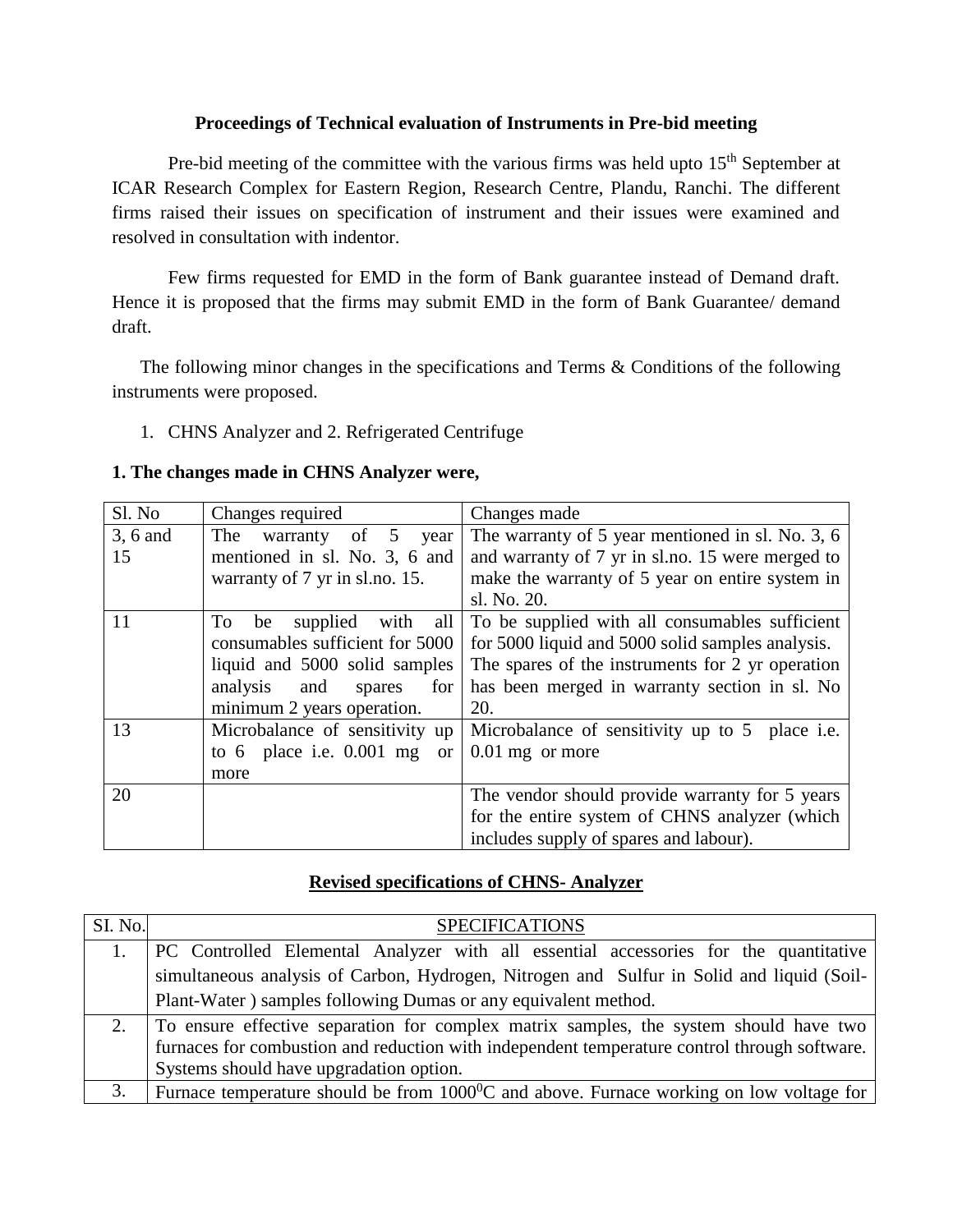**Proceedings of Technical evaluation of Instruments in Pre-bid meeting**

Pre-bid meeting of the committee with the various firms was held upto 15th September at ICAR Research Complex for Eastern Region, Research Centre, Plandu, Ranchi. The different firms raised their issues on specification of instrument and their issues were examined and resolved in consultation with indentor.

Few firms requested for EMD in the form of Bank guarantee instead of Demand draft. Hence it is proposed that the firms may submit EMD in the form of Bank Guarantee/ demand draft.

The following minor changes in the specifications and Terms & Conditions of the following instruments were proposed.

1. CHNS Analyzer and 2. Refrigerated Centrifuge

**1. The changes made in CHNS Analyzer were,**

| Sl. No | Changes required | Changes made |
|---|---|---|
| 3, 6 and 15 | The warranty of 5 year mentioned in sl. No. 3, 6 and warranty of 7 yr in sl.no. 15. | The warranty of 5 year mentioned in sl. No. 3, 6 and warranty of 7 yr in sl.no. 15 were merged to make the warranty of 5 year on entire system in sl. No. 20. |
| 11 | To be supplied with all consumables sufficient for 5000 liquid and 5000 solid samples analysis and spares for minimum 2 years operation. | To be supplied with all consumables sufficient for 5000 liquid and 5000 solid samples analysis. The spares of the instruments for 2 yr operation has been merged in warranty section in sl. No 20. |
| 13 | Microbalance of sensitivity up to 6 place i.e. 0.001 mg or more | Microbalance of sensitivity up to 5 place i.e. 0.01 mg or more |
| 20 | | The vendor should provide warranty for 5 years for the entire system of CHNS analyzer (which includes supply of spares and labour). |

**Revised specifications of CHNS- Analyzer**

| SI. No. | SPECIFICATIONS |
|---|---|
| 1. | PC Controlled Elemental Analyzer with all essential accessories for the quantitative simultaneous analysis of Carbon, Hydrogen, Nitrogen and Sulfur in Solid and liquid (Soil-Plant-Water ) samples following Dumas or any equivalent method. |
| 2. | To ensure effective separation for complex matrix samples, the system should have two furnaces for combustion and reduction with independent temperature control through software. Systems should have upgradation option. |
| 3. | Furnace temperature should be from 1000$^0$C and above. Furnace working on low voltage for |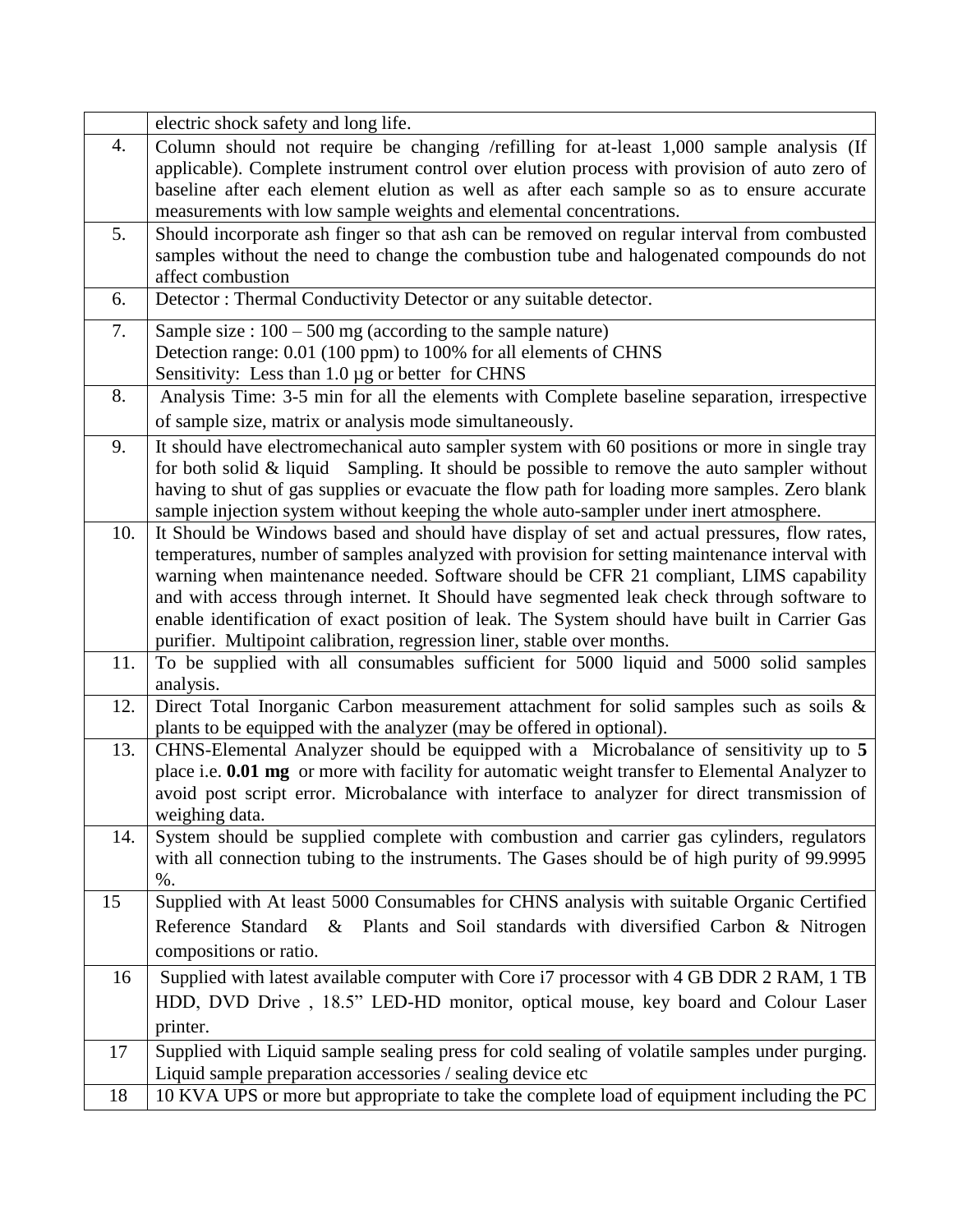| | |
|---|---|
| | electric shock safety and long life. |
| 4. | Column should not require be changing /refilling for at-least 1,000 sample analysis (If applicable). Complete instrument control over elution process with provision of auto zero of baseline after each element elution as well as after each sample so as to ensure accurate measurements with low sample weights and elemental concentrations. |
| 5. | Should incorporate ash finger so that ash can be removed on regular interval from combusted samples without the need to change the combustion tube and halogenated compounds do not affect combustion |
| 6. | Detector : Thermal Conductivity Detector or any suitable detector. |
| 7. | Sample size : 100 – 500 mg (according to the sample nature)<br>Detection range: 0.01 (100 ppm) to 100% for all elements of CHNS<br>Sensitivity: Less than 1.0 µg or better for CHNS |
| 8. | Analysis Time: 3-5 min for all the elements with Complete baseline separation, irrespective of sample size, matrix or analysis mode simultaneously. |
| 9. | It should have electromechanical auto sampler system with 60 positions or more in single tray for both solid & liquid Sampling. It should be possible to remove the auto sampler without having to shut of gas supplies or evacuate the flow path for loading more samples. Zero blank sample injection system without keeping the whole auto-sampler under inert atmosphere. |
| 10. | It Should be Windows based and should have display of set and actual pressures, flow rates, temperatures, number of samples analyzed with provision for setting maintenance interval with warning when maintenance needed. Software should be CFR 21 compliant, LIMS capability and with access through internet. It Should have segmented leak check through software to enable identification of exact position of leak. The System should have built in Carrier Gas purifier. Multipoint calibration, regression liner, stable over months. |
| 11. | To be supplied with all consumables sufficient for 5000 liquid and 5000 solid samples analysis. |
| 12. | Direct Total Inorganic Carbon measurement attachment for solid samples such as soils & plants to be equipped with the analyzer (may be offered in optional). |
| 13. | CHNS-Elemental Analyzer should be equipped with a Microbalance of sensitivity up to **5** place i.e. **0.01 mg** or more with facility for automatic weight transfer to Elemental Analyzer to avoid post script error. Microbalance with interface to analyzer for direct transmission of weighing data. |
| 14. | System should be supplied complete with combustion and carrier gas cylinders, regulators with all connection tubing to the instruments. The Gases should be of high purity of 99.9995 %. |
| 15 | Supplied with At least 5000 Consumables for CHNS analysis with suitable Organic Certified Reference Standard & Plants and Soil standards with diversified Carbon & Nitrogen compositions or ratio. |
| 16 | Supplied with latest available computer with Core i7 processor with 4 GB DDR 2 RAM, 1 TB HDD, DVD Drive , 18.5" LED-HD monitor, optical mouse, key board and Colour Laser printer. |
| 17 | Supplied with Liquid sample sealing press for cold sealing of volatile samples under purging. Liquid sample preparation accessories / sealing device etc |
| 18 | 10 KVA UPS or more but appropriate to take the complete load of equipment including the PC |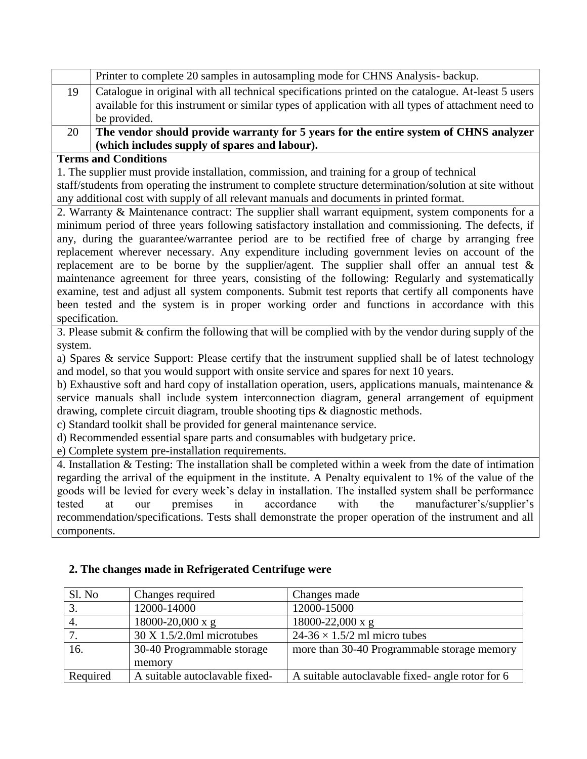|  | Printer to complete 20 samples in autosampling mode for CHNS Analysis- backup. |
|---|---|
| 19 | Catalogue in original with all technical specifications printed on the catalogue. At-least 5 users available for this instrument or similar types of application with all types of attachment need to be provided. |
| 20 | **The vendor should provide warranty for 5 years for the entire system of CHNS analyzer (which includes supply of spares and labour).** |

**Terms and Conditions**

1. The supplier must provide installation, commission, and training for a group of technical staff/students from operating the instrument to complete structure determination/solution at site without any additional cost with supply of all relevant manuals and documents in printed format.

2. Warranty & Maintenance contract: The supplier shall warrant equipment, system components for a minimum period of three years following satisfactory installation and commissioning. The defects, if any, during the guarantee/warrantee period are to be rectified free of charge by arranging free replacement wherever necessary. Any expenditure including government levies on account of the replacement are to be borne by the supplier/agent. The supplier shall offer an annual test & maintenance agreement for three years, consisting of the following: Regularly and systematically examine, test and adjust all system components. Submit test reports that certify all components have been tested and the system is in proper working order and functions in accordance with this specification.

3. Please submit & confirm the following that will be complied with by the vendor during supply of the system.

a) Spares & service Support: Please certify that the instrument supplied shall be of latest technology and model, so that you would support with onsite service and spares for next 10 years.

b) Exhaustive soft and hard copy of installation operation, users, applications manuals, maintenance & service manuals shall include system interconnection diagram, general arrangement of equipment drawing, complete circuit diagram, trouble shooting tips & diagnostic methods.

c) Standard toolkit shall be provided for general maintenance service.

d) Recommended essential spare parts and consumables with budgetary price.

e) Complete system pre-installation requirements.

4. Installation & Testing: The installation shall be completed within a week from the date of intimation regarding the arrival of the equipment in the institute. A Penalty equivalent to 1% of the value of the goods will be levied for every week's delay in installation. The installed system shall be performance tested at our premises in accordance with the manufacturer's/supplier's recommendation/specifications. Tests shall demonstrate the proper operation of the instrument and all components.

**2. The changes made in Refrigerated Centrifuge were**

| Sl. No | Changes required | Changes made |
|---|---|---|
| 3. | 12000-14000 | 12000-15000 |
| 4. | 18000-20,000 x g | 18000-22,000 x g |
| 7. | 30 X 1.5/2.0ml microtubes | 24-36 × 1.5/2 ml micro tubes |
| 16. | 30-40 Programmable storage memory | more than 30-40 Programmable storage memory |
| Required | A suitable autoclavable fixed- | A suitable autoclavable fixed- angle rotor for 6 |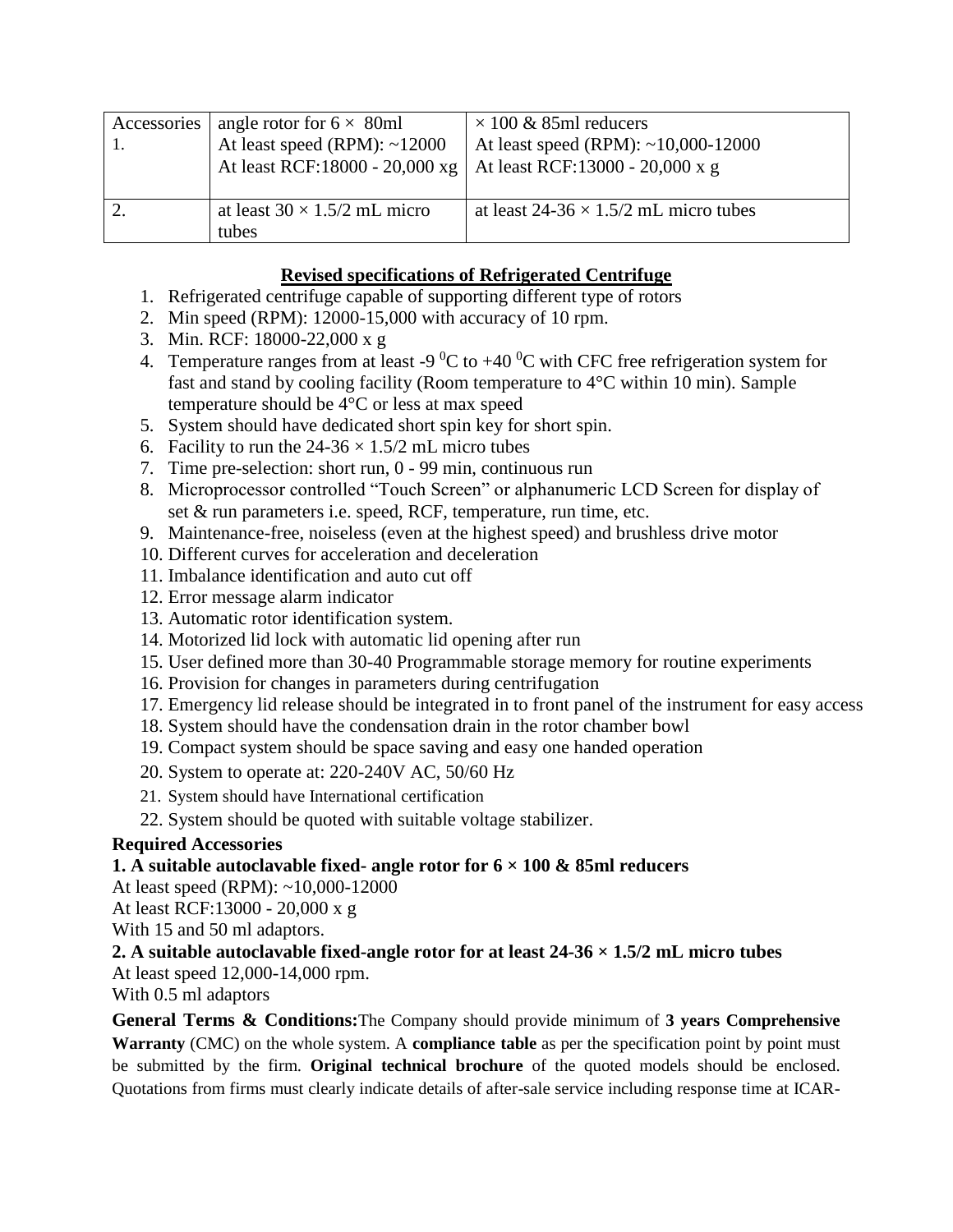| Accessories 1. | angle rotor for 6 × 80ml<br>At least speed (RPM): ~12000<br>At least RCF:18000 - 20,000 xg | × 100 & 85ml reducers<br>At least speed (RPM): ~10,000-12000<br>At least RCF:13000 - 20,000 x g |
|---|---|---|
| 2. | at least 30 × 1.5/2 mL micro tubes | at least 24-36 × 1.5/2 mL micro tubes |

## Revised specifications of Refrigerated Centrifuge

1. Refrigerated centrifuge capable of supporting different type of rotors
2. Min speed (RPM): 12000-15,000 with accuracy of 10 rpm.
3. Min. RCF: 18000-22,000 x g
4. Temperature ranges from at least -9 $^0$C to +40 $^0$C with CFC free refrigeration system for fast and stand by cooling facility (Room temperature to 4°C within 10 min). Sample temperature should be 4°C or less at max speed
5. System should have dedicated short spin key for short spin.
6. Facility to run the 24-36 × 1.5/2 mL micro tubes
7. Time pre-selection: short run, 0 - 99 min, continuous run
8. Microprocessor controlled "Touch Screen" or alphanumeric LCD Screen for display of set & run parameters i.e. speed, RCF, temperature, run time, etc.
9. Maintenance-free, noiseless (even at the highest speed) and brushless drive motor
10. Different curves for acceleration and deceleration
11. Imbalance identification and auto cut off
12. Error message alarm indicator
13. Automatic rotor identification system.
14. Motorized lid lock with automatic lid opening after run
15. User defined more than 30-40 Programmable storage memory for routine experiments
16. Provision for changes in parameters during centrifugation
17. Emergency lid release should be integrated in to front panel of the instrument for easy access
18. System should have the condensation drain in the rotor chamber bowl
19. Compact system should be space saving and easy one handed operation
20. System to operate at: 220-240V AC, 50/60 Hz
21. System should have International certification
22. System should be quoted with suitable voltage stabilizer.

**Required Accessories**

**1. A suitable autoclavable fixed- angle rotor for 6 × 100 & 85ml reducers**

At least speed (RPM): ~10,000-12000

At least RCF:13000 - 20,000 x g

With 15 and 50 ml adaptors.

**2. A suitable autoclavable fixed-angle rotor for at least 24-36 × 1.5/2 mL micro tubes**

At least speed 12,000-14,000 rpm.

With 0.5 ml adaptors

**General Terms & Conditions:**The Company should provide minimum of **3 years Comprehensive Warranty** (CMC) on the whole system. A **compliance table** as per the specification point by point must be submitted by the firm. **Original technical brochure** of the quoted models should be enclosed. Quotations from firms must clearly indicate details of after-sale service including response time at ICAR-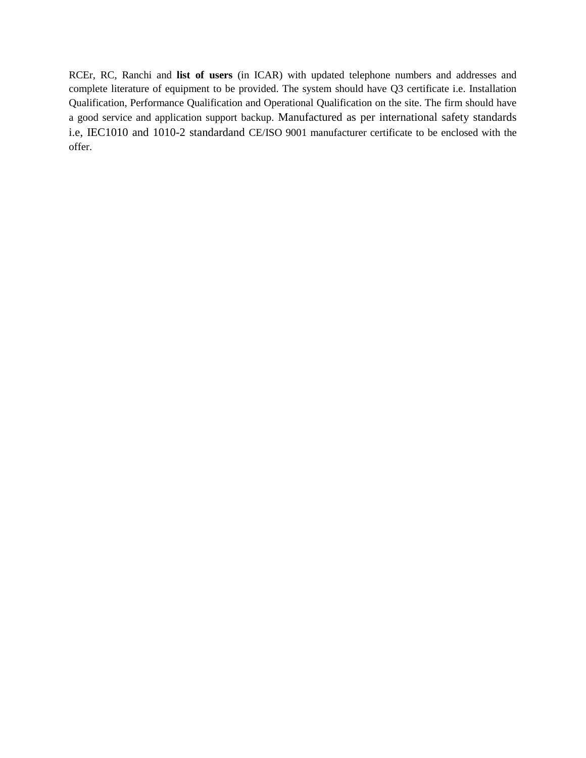RCEr, RC, Ranchi and **list of users** (in ICAR) with updated telephone numbers and addresses and complete literature of equipment to be provided. The system should have Q3 certificate i.e. Installation Qualification, Performance Qualification and Operational Qualification on the site. The firm should have a good service and application support backup. Manufactured as per international safety standards i.e, IEC1010 and 1010-2 standardand CE/ISO 9001 manufacturer certificate to be enclosed with the offer.